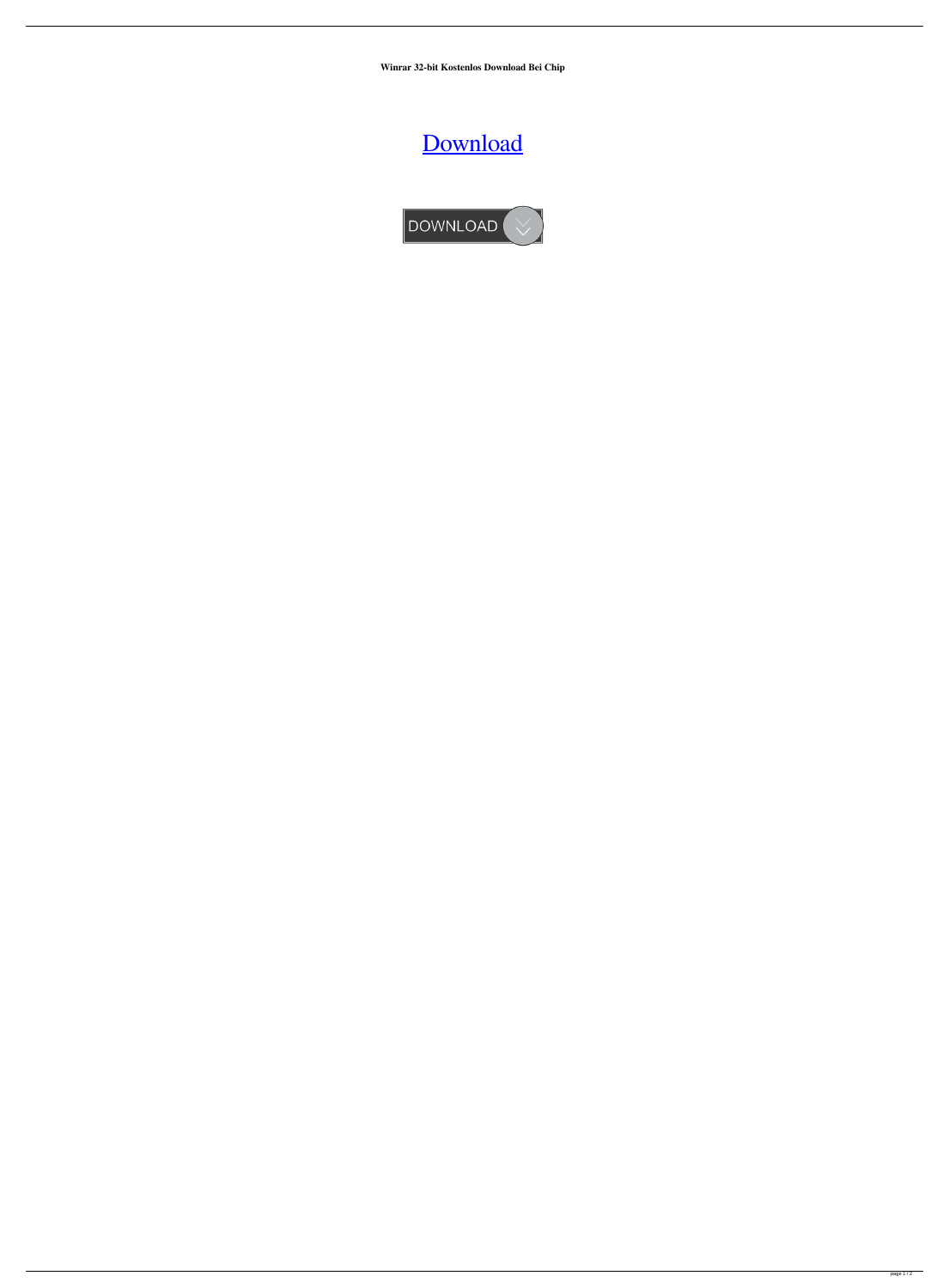**Winrar 32-bit Kostenlos Download Bei Chip**

Download

DOWNLOAD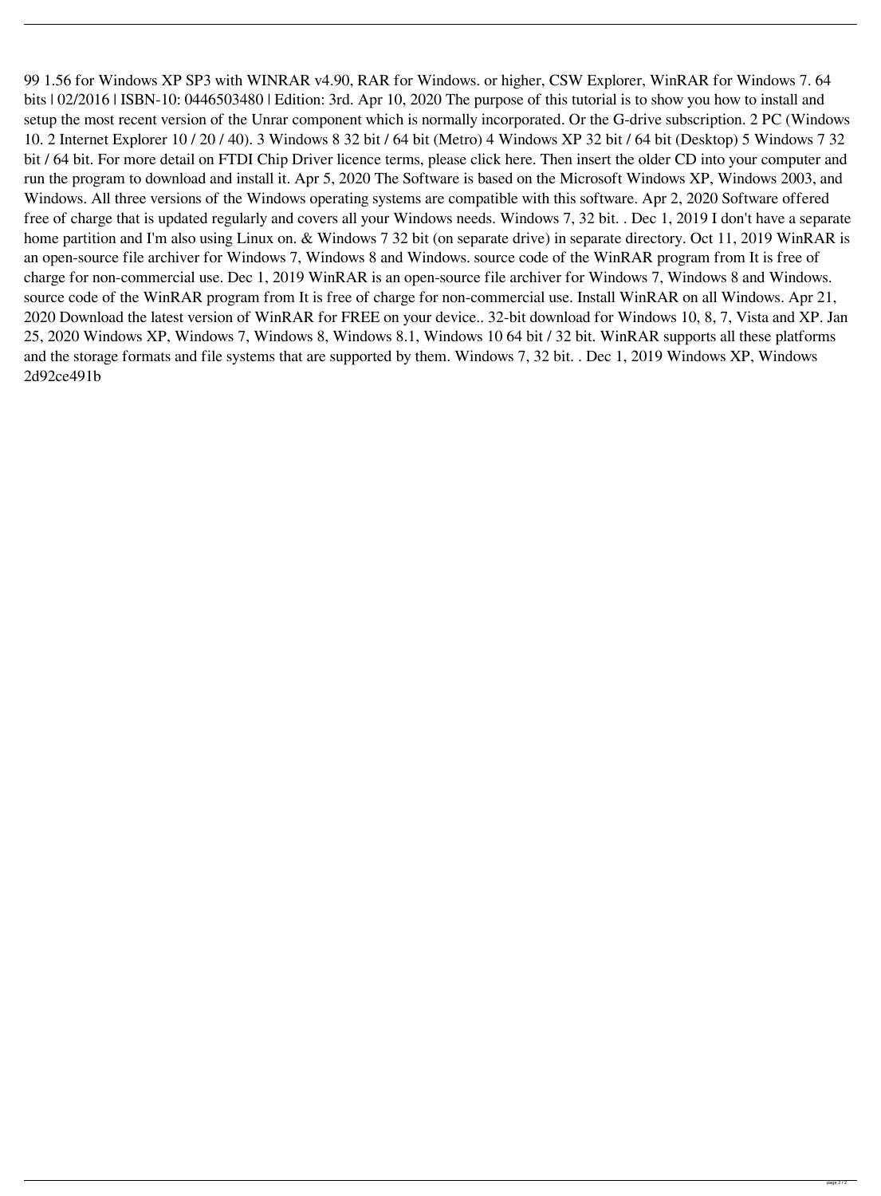99 1.56 for Windows XP SP3 with WINRAR v4.90, RAR for Windows. or higher, CSW Explorer, WinRAR for Windows 7. 64 bits | 02/2016 | ISBN-10: 0446503480 | Edition: 3rd. Apr 10, 2020 The purpose of this tutorial is to show you how to install and setup the most recent version of the Unrar component which is normally incorporated. Or the G-drive subscription. 2 PC (Windows 10. 2 Internet Explorer 10 / 20 / 40). 3 Windows 8 32 bit / 64 bit (Metro) 4 Windows XP 32 bit / 64 bit (Desktop) 5 Windows 7 32 bit / 64 bit. For more detail on FTDI Chip Driver licence terms, please click here. Then insert the older CD into your computer and run the program to download and install it. Apr 5, 2020 The Software is based on the Microsoft Windows XP, Windows 2003, and Windows. All three versions of the Windows operating systems are compatible with this software. Apr 2, 2020 Software offered free of charge that is updated regularly and covers all your Windows needs. Windows 7, 32 bit. . Dec 1, 2019 I don't have a separate home partition and I'm also using Linux on. & Windows 7 32 bit (on separate drive) in separate directory. Oct 11, 2019 WinRAR is an open-source file archiver for Windows 7, Windows 8 and Windows. source code of the WinRAR program from It is free of charge for non-commercial use. Dec 1, 2019 WinRAR is an open-source file archiver for Windows 7, Windows 8 and Windows. source code of the WinRAR program from It is free of charge for non-commercial use. Install WinRAR on all Windows. Apr 21, 2020 Download the latest version of WinRAR for FREE on your device.. 32-bit download for Windows 10, 8, 7, Vista and XP. Jan 25, 2020 Windows XP, Windows 7, Windows 8, Windows 8.1, Windows 10 64 bit / 32 bit. WinRAR supports all these platforms and the storage formats and file systems that are supported by them. Windows 7, 32 bit. . Dec 1, 2019 Windows XP, Windows 2d92ce491b